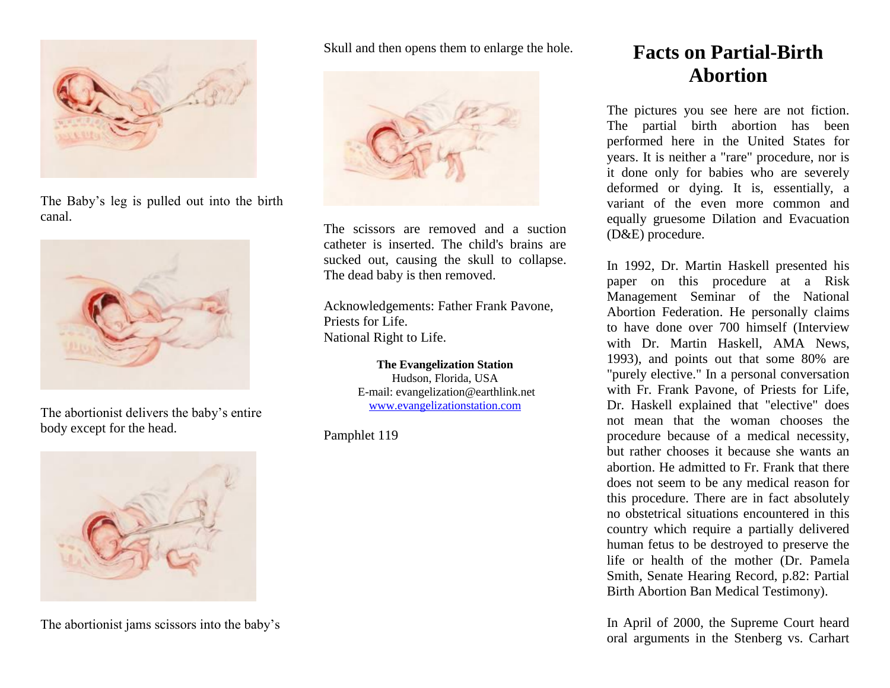The Baby's leg is pulled out into the birth canal.

The abortionist delivers the baby's entire body except for the head.

The abortionist jams scissors into the baby's Skull and then opens them to enlarge the hole.

The scissors are removed and a suction catheter is inserted. The child's brains are sucked out, causing the skull to collapse. The dead baby is then removed.

Acknowledgements: Father Frank Pavone, Priests for Life.
National Right to Life.

**The Evangelization Station**
Hudson, Florida, USA
E-mail: evangelization@earthlink.net
www.evangelizationstation.com

Pamphlet 119

# Facts on Partial-Birth Abortion

The pictures you see here are not fiction. The partial birth abortion has been performed here in the United States for years. It is neither a "rare" procedure, nor is it done only for babies who are severely deformed or dying. It is, essentially, a variant of the even more common and equally gruesome Dilation and Evacuation (D&E) procedure.

In 1992, Dr. Martin Haskell presented his paper on this procedure at a Risk Management Seminar of the National Abortion Federation. He personally claims to have done over 700 himself (Interview with Dr. Martin Haskell, AMA News, 1993), and points out that some 80% are "purely elective." In a personal conversation with Fr. Frank Pavone, of Priests for Life, Dr. Haskell explained that "elective" does not mean that the woman chooses the procedure because of a medical necessity, but rather chooses it because she wants an abortion. He admitted to Fr. Frank that there does not seem to be any medical reason for this procedure. There are in fact absolutely no obstetrical situations encountered in this country which require a partially delivered human fetus to be destroyed to preserve the life or health of the mother (Dr. Pamela Smith, Senate Hearing Record, p.82: Partial Birth Abortion Ban Medical Testimony).

In April of 2000, the Supreme Court heard oral arguments in the Stenberg vs. Carhart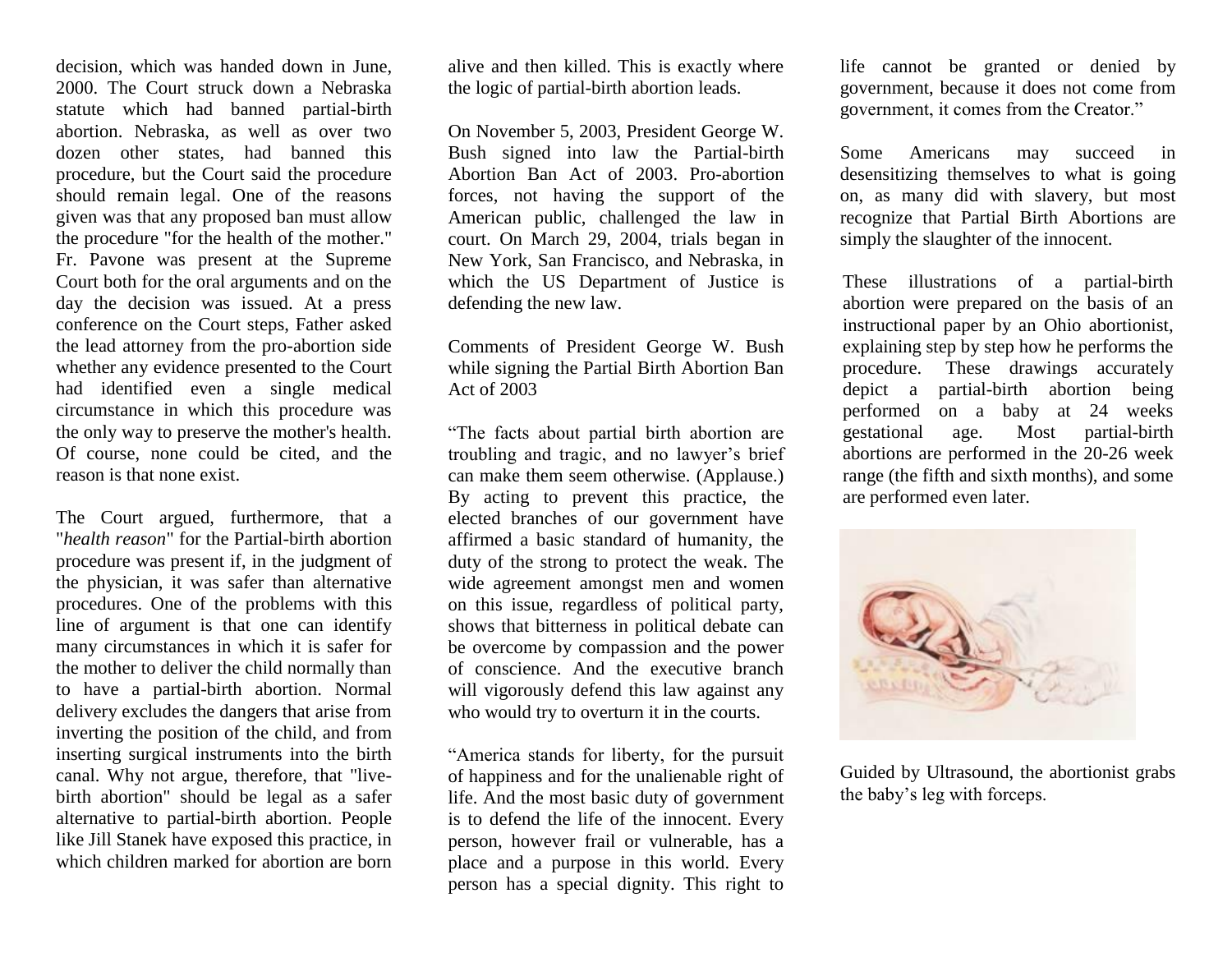decision, which was handed down in June, 2000. The Court struck down a Nebraska statute which had banned partial-birth abortion. Nebraska, as well as over two dozen other states, had banned this procedure, but the Court said the procedure should remain legal. One of the reasons given was that any proposed ban must allow the procedure "for the health of the mother." Fr. Pavone was present at the Supreme Court both for the oral arguments and on the day the decision was issued. At a press conference on the Court steps, Father asked the lead attorney from the pro-abortion side whether any evidence presented to the Court had identified even a single medical circumstance in which this procedure was the only way to preserve the mother's health. Of course, none could be cited, and the reason is that none exist.

The Court argued, furthermore, that a "*health reason*" for the Partial-birth abortion procedure was present if, in the judgment of the physician, it was safer than alternative procedures. One of the problems with this line of argument is that one can identify many circumstances in which it is safer for the mother to deliver the child normally than to have a partial-birth abortion. Normal delivery excludes the dangers that arise from inverting the position of the child, and from inserting surgical instruments into the birth canal. Why not argue, therefore, that "live-birth abortion" should be legal as a safer alternative to partial-birth abortion. People like Jill Stanek have exposed this practice, in which children marked for abortion are born alive and then killed. This is exactly where the logic of partial-birth abortion leads.

On November 5, 2003, President George W. Bush signed into law the Partial-birth Abortion Ban Act of 2003. Pro-abortion forces, not having the support of the American public, challenged the law in court. On March 29, 2004, trials began in New York, San Francisco, and Nebraska, in which the US Department of Justice is defending the new law.

Comments of President George W. Bush while signing the Partial Birth Abortion Ban Act of 2003

"The facts about partial birth abortion are troubling and tragic, and no lawyer's brief can make them seem otherwise. (Applause.) By acting to prevent this practice, the elected branches of our government have affirmed a basic standard of humanity, the duty of the strong to protect the weak. The wide agreement amongst men and women on this issue, regardless of political party, shows that bitterness in political debate can be overcome by compassion and the power of conscience. And the executive branch will vigorously defend this law against any who would try to overturn it in the courts.

"America stands for liberty, for the pursuit of happiness and for the unalienable right of life. And the most basic duty of government is to defend the life of the innocent. Every person, however frail or vulnerable, has a place and a purpose in this world. Every person has a special dignity. This right to life cannot be granted or denied by government, because it does not come from government, it comes from the Creator."

Some Americans may succeed in desensitizing themselves to what is going on, as many did with slavery, but most recognize that Partial Birth Abortions are simply the slaughter of the innocent.

These illustrations of a partial-birth abortion were prepared on the basis of an instructional paper by an Ohio abortionist, explaining step by step how he performs the procedure. These drawings accurately depict a partial-birth abortion being performed on a baby at 24 weeks gestational age. Most partial-birth abortions are performed in the 20-26 week range (the fifth and sixth months), and some are performed even later.

Guided by Ultrasound, the abortionist grabs the baby's leg with forceps.